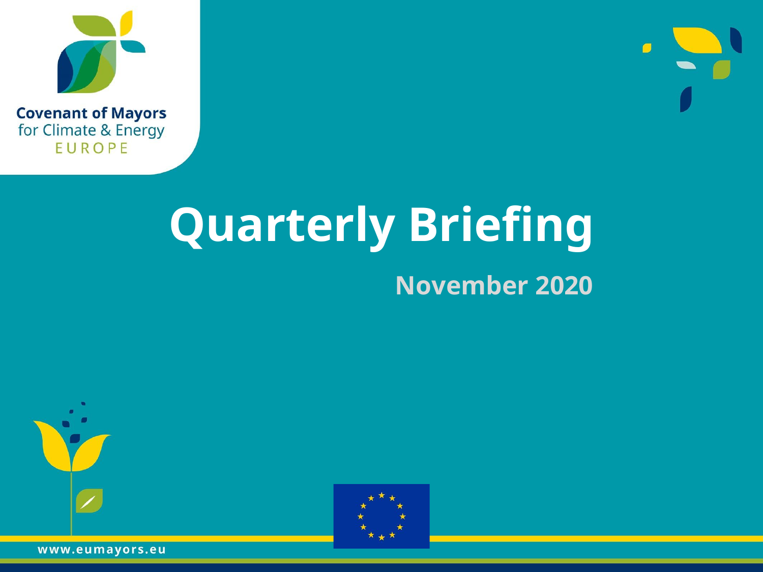Covenant of Mayors
for Climate & Energy
EUROPE

# Quarterly Briefing

## November 2020

www.eumayors.eu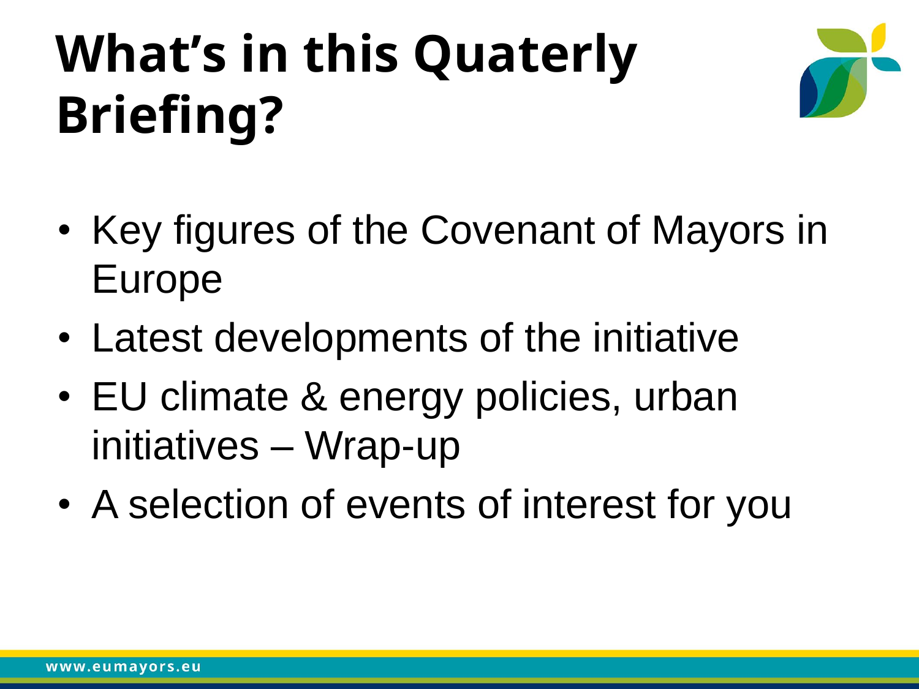# What's in this Quaterly Briefing?

- Key figures of the Covenant of Mayors in Europe
- Latest developments of the initiative
- EU climate & energy policies, urban initiatives – Wrap-up
- A selection of events of interest for you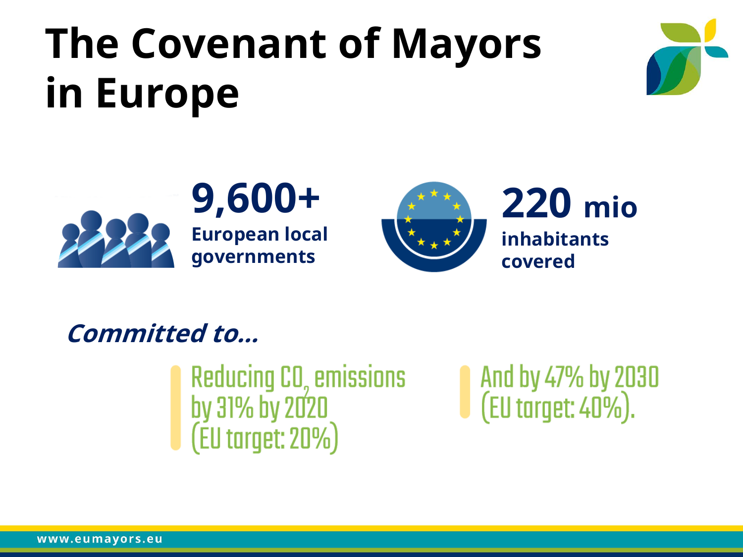# The Covenant of Mayors in Europe

**9,600+**
**European local governments**

**220 mio**
**inhabitants covered**

***Committed to...***

Reducing $CO_2$ emissions by 31% by 2020 (EU target: 20%)

And by 47% by 2030 (EU target: 40%).

www.eumayors.eu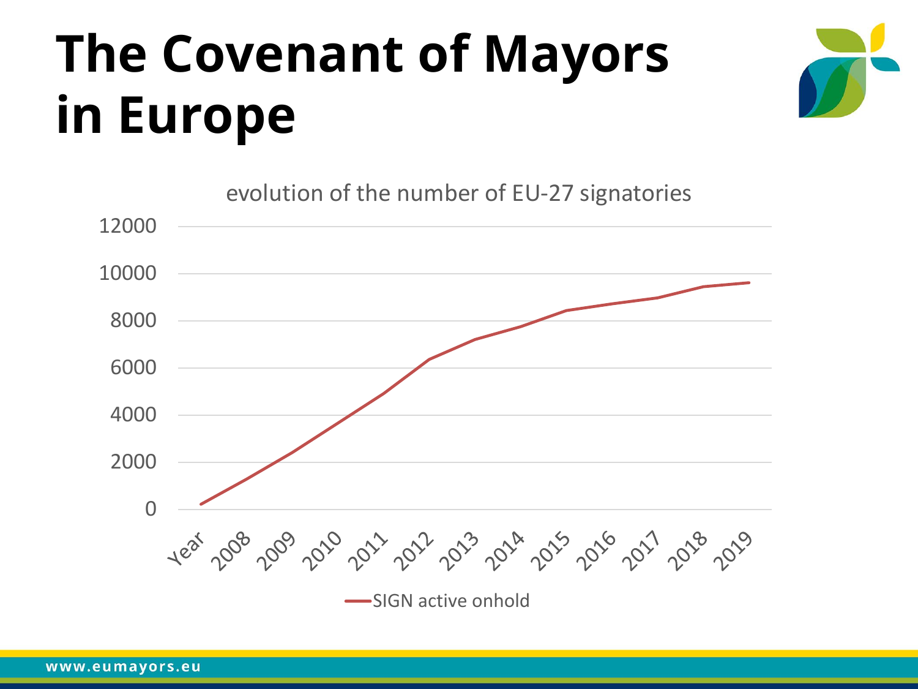# The Covenant of Mayors in Europe

evolution of the number of EU-27 signatories

| Year | 2008 | 2009 | 2010 | 2011 | 2012 | 2013 | 2014 | 2015 | 2016 | 2017 | 2018 | 2019 |
|---|---|---|---|---|---|---|---|---|---|---|---|---|

SIGN active onhold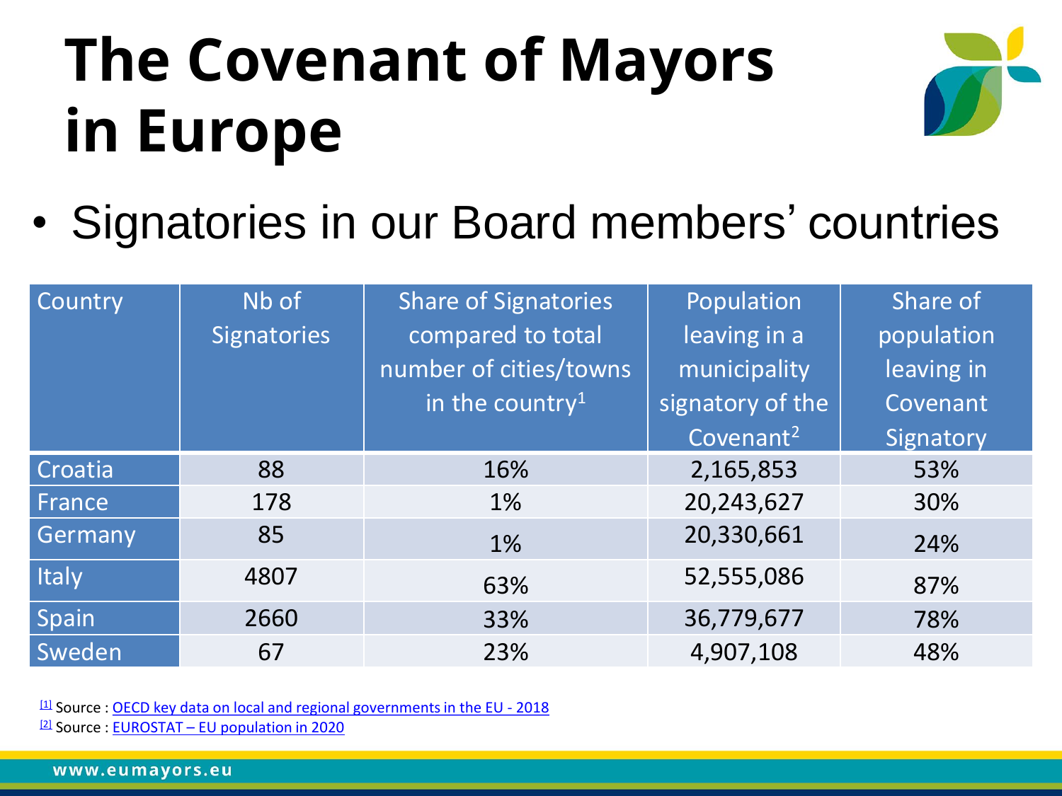# The Covenant of Mayors in Europe

- Signatories in our Board members' countries

| Country | Nb of Signatories | Share of Signatories compared to total number of cities/towns in the country[1] | Population leaving in a municipality signatory of the Covenant[2] | Share of population leaving in Covenant Signatory |
|---|---|---|---|---|
| Croatia | 88 | 16% | 2,165,853 | 53% |
| France | 178 | 1% | 20,243,627 | 30% |
| Germany | 85 | 1% | 20,330,661 | 24% |
| Italy | 4807 | 63% | 52,555,086 | 87% |
| Spain | 2660 | 33% | 36,779,677 | 78% |
| Sweden | 67 | 23% | 4,907,108 | 48% |

[1] Source : OECD key data on local and regional governments in the EU - 2018

[2] Source : EUROSTAT – EU population in 2020

www.eumayors.eu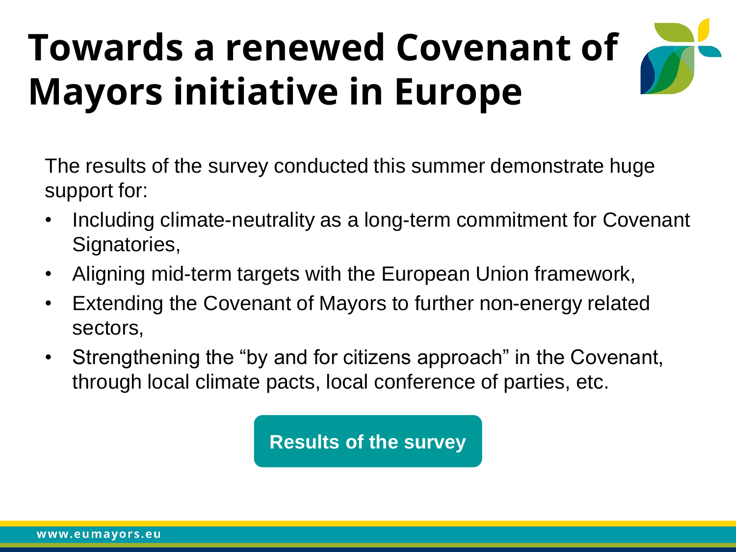# Towards a renewed Covenant of Mayors initiative in Europe

The results of the survey conducted this summer demonstrate huge support for:

- Including climate-neutrality as a long-term commitment for Covenant Signatories,
- Aligning mid-term targets with the European Union framework,
- Extending the Covenant of Mayors to further non-energy related sectors,
- Strengthening the "by and for citizens approach" in the Covenant, through local climate pacts, local conference of parties, etc.

**Results of the survey**

www.eumayors.eu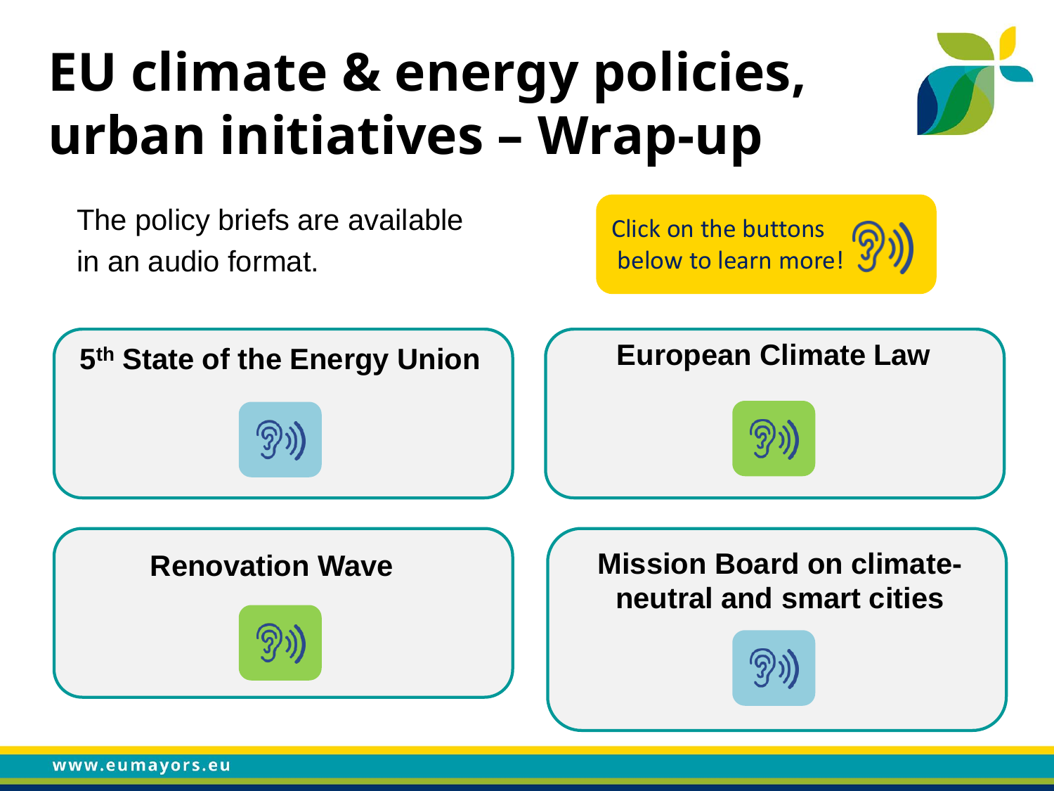# EU climate & energy policies, urban initiatives – Wrap-up

The policy briefs are available in an audio format.

Click on the buttons below to learn more!

**5th State of the Energy Union**

**European Climate Law**

**Renovation Wave**

**Mission Board on climate-neutral and smart cities**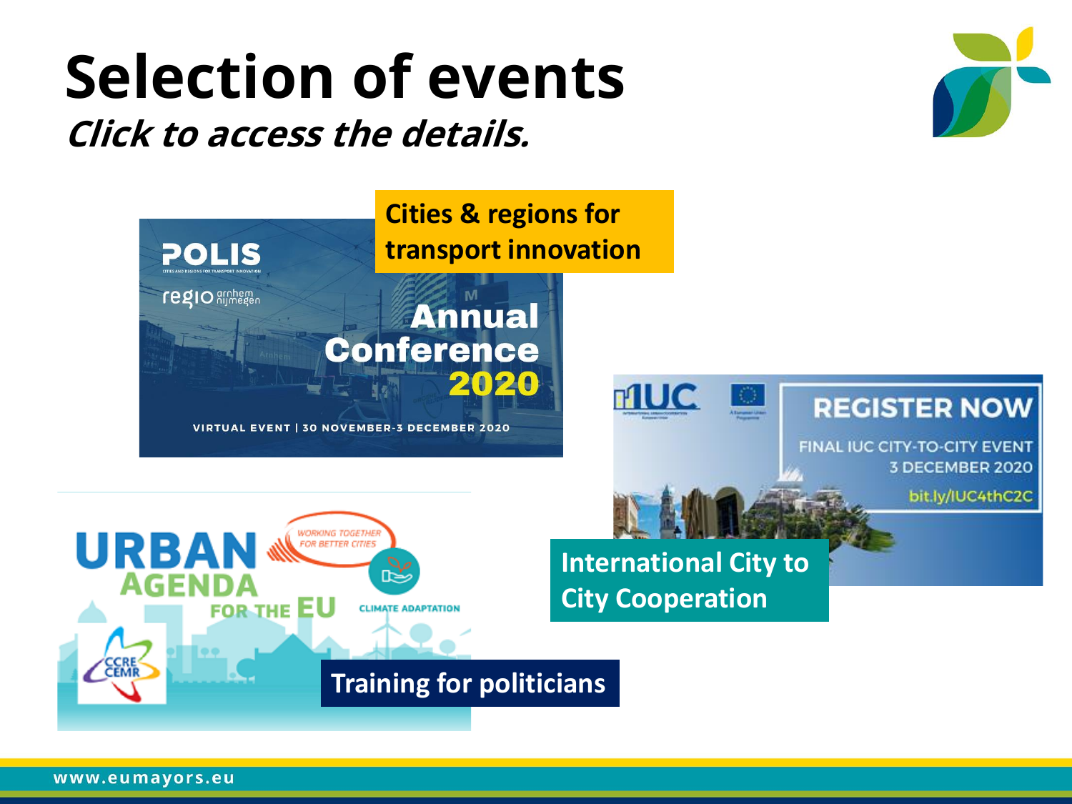# Selection of events

***Click to access the details.***

**Cities & regions for transport innovation**

POLIS

regio arnhem nijmegen

Annual Conference 2020

VIRTUAL EVENT | 30 NOVEMBER-3 DECEMBER 2020

**International City to City Cooperation**

REGISTER NOW

FINAL IUC CITY-TO-CITY EVENT

3 DECEMBER 2020

bit.ly/IUC4thC2C

**Training for politicians**

URBAN AGENDA FOR THE EU

WORKING TOGETHER FOR BETTER CITIES

CLIMATE ADAPTATION

CCRE CEMR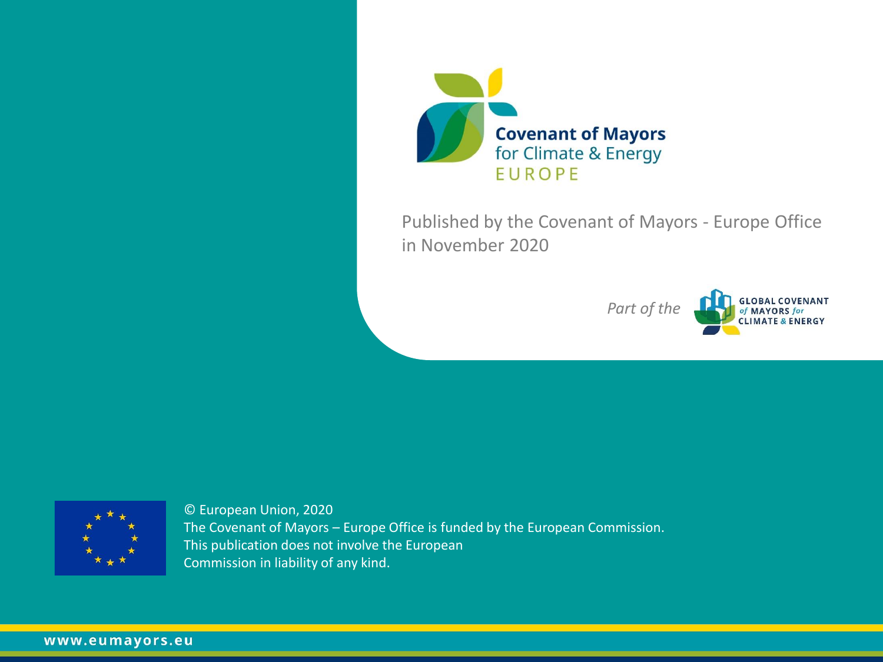Covenant of Mayors
for Climate & Energy
EUROPE

Published by the Covenant of Mayors - Europe Office in November 2020

*Part of the* GLOBAL COVENANT of MAYORS for CLIMATE & ENERGY

© European Union, 2020
The Covenant of Mayors – Europe Office is funded by the European Commission.
This publication does not involve the European Commission in liability of any kind.

**www.eumayors.eu**